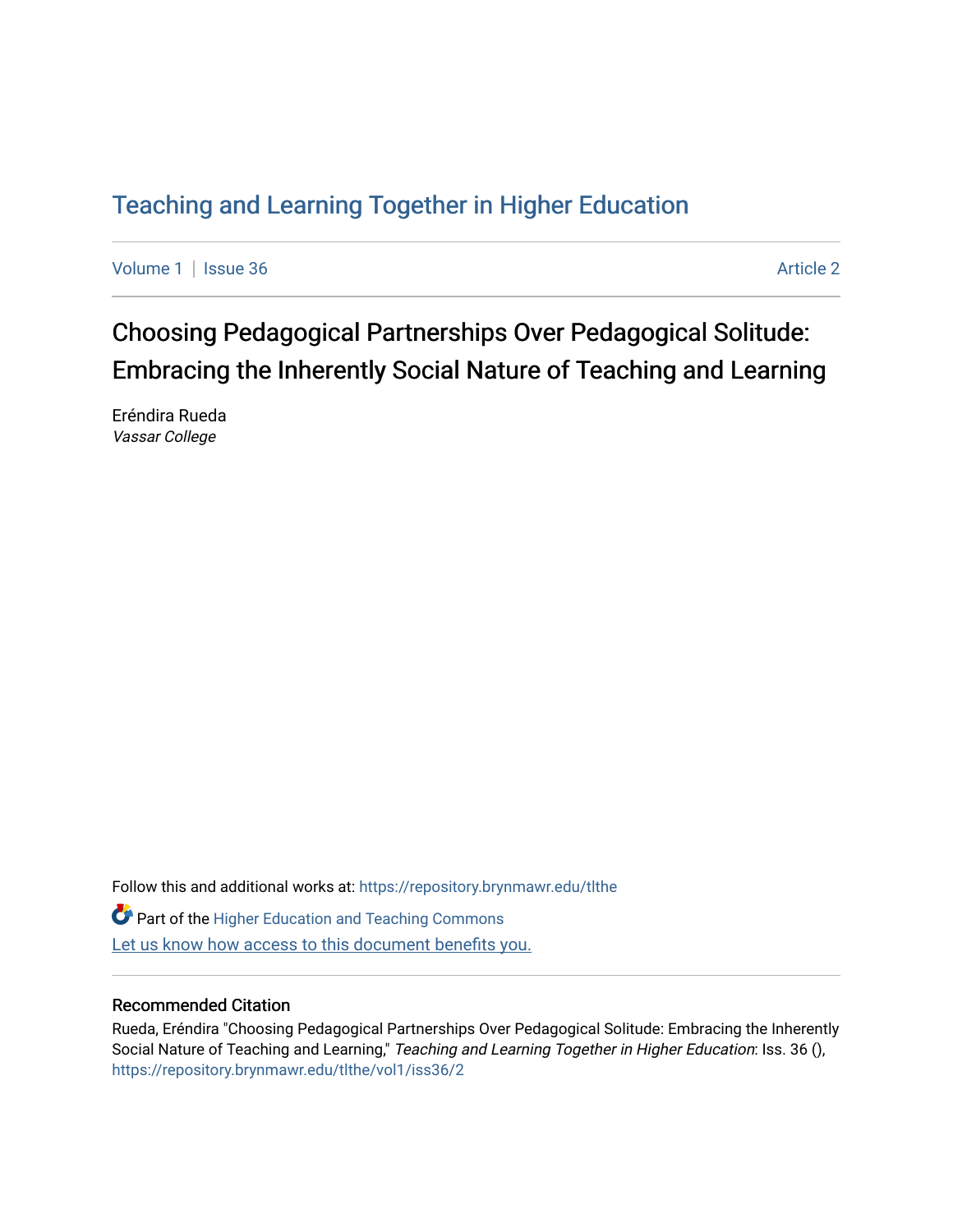# Teaching and Learning Together in Higher Education

Volume 1 | Issue 36 Article 2

## Choosing Pedagogical Partnerships Over Pedagogical Solitude: Embracing the Inherently Social Nature of Teaching and Learning

Eréndira Rueda
*Vassar College*

Follow this and additional works at: https://repository.brynmawr.edu/tlthe

Part of the Higher Education and Teaching Commons

Let us know how access to this document benefits you.

### Recommended Citation

Rueda, Eréndira "Choosing Pedagogical Partnerships Over Pedagogical Solitude: Embracing the Inherently Social Nature of Teaching and Learning," *Teaching and Learning Together in Higher Education*: Iss. 36 (), https://repository.brynmawr.edu/tlthe/vol1/iss36/2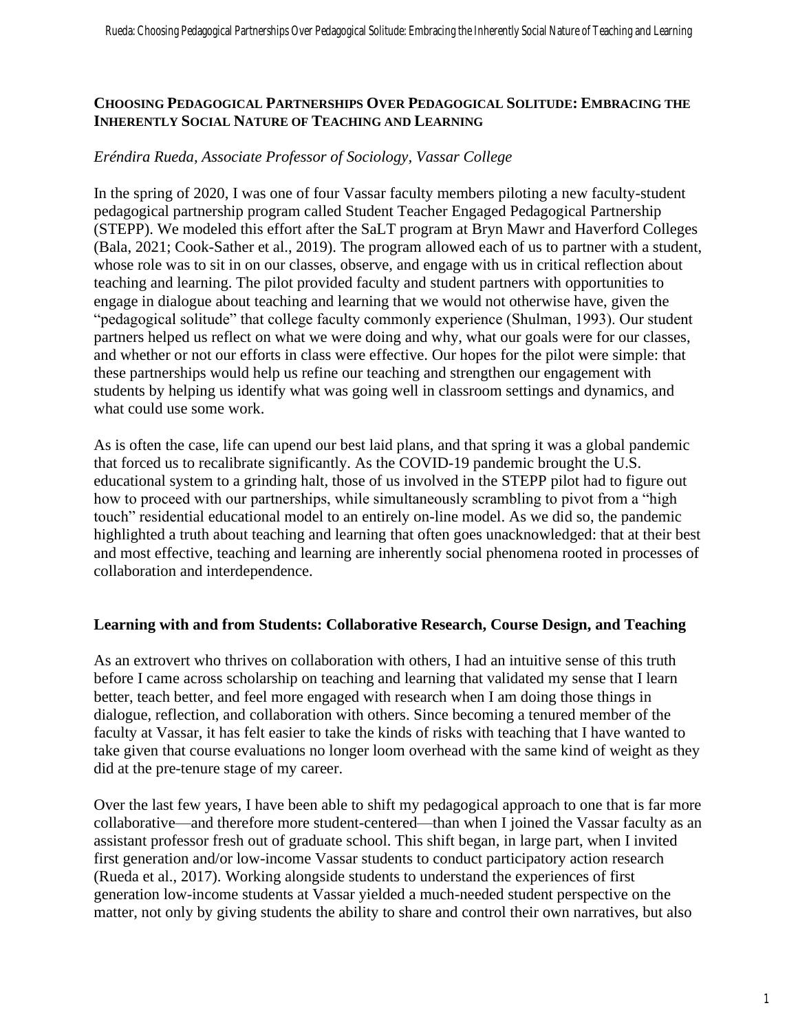## CHOOSING PEDAGOGICAL PARTNERSHIPS OVER PEDAGOGICAL SOLITUDE: EMBRACING THE INHERENTLY SOCIAL NATURE OF TEACHING AND LEARNING

*Eréndira Rueda, Associate Professor of Sociology, Vassar College*

In the spring of 2020, I was one of four Vassar faculty members piloting a new faculty-student pedagogical partnership program called Student Teacher Engaged Pedagogical Partnership (STEPP). We modeled this effort after the SaLT program at Bryn Mawr and Haverford Colleges (Bala, 2021; Cook-Sather et al., 2019). The program allowed each of us to partner with a student, whose role was to sit in on our classes, observe, and engage with us in critical reflection about teaching and learning. The pilot provided faculty and student partners with opportunities to engage in dialogue about teaching and learning that we would not otherwise have, given the "pedagogical solitude" that college faculty commonly experience (Shulman, 1993). Our student partners helped us reflect on what we were doing and why, what our goals were for our classes, and whether or not our efforts in class were effective. Our hopes for the pilot were simple: that these partnerships would help us refine our teaching and strengthen our engagement with students by helping us identify what was going well in classroom settings and dynamics, and what could use some work.

As is often the case, life can upend our best laid plans, and that spring it was a global pandemic that forced us to recalibrate significantly. As the COVID-19 pandemic brought the U.S. educational system to a grinding halt, those of us involved in the STEPP pilot had to figure out how to proceed with our partnerships, while simultaneously scrambling to pivot from a "high touch" residential educational model to an entirely on-line model. As we did so, the pandemic highlighted a truth about teaching and learning that often goes unacknowledged: that at their best and most effective, teaching and learning are inherently social phenomena rooted in processes of collaboration and interdependence.

### Learning with and from Students: Collaborative Research, Course Design, and Teaching

As an extrovert who thrives on collaboration with others, I had an intuitive sense of this truth before I came across scholarship on teaching and learning that validated my sense that I learn better, teach better, and feel more engaged with research when I am doing those things in dialogue, reflection, and collaboration with others. Since becoming a tenured member of the faculty at Vassar, it has felt easier to take the kinds of risks with teaching that I have wanted to take given that course evaluations no longer loom overhead with the same kind of weight as they did at the pre-tenure stage of my career.

Over the last few years, I have been able to shift my pedagogical approach to one that is far more collaborative—and therefore more student-centered—than when I joined the Vassar faculty as an assistant professor fresh out of graduate school. This shift began, in large part, when I invited first generation and/or low-income Vassar students to conduct participatory action research (Rueda et al., 2017). Working alongside students to understand the experiences of first generation low-income students at Vassar yielded a much-needed student perspective on the matter, not only by giving students the ability to share and control their own narratives, but also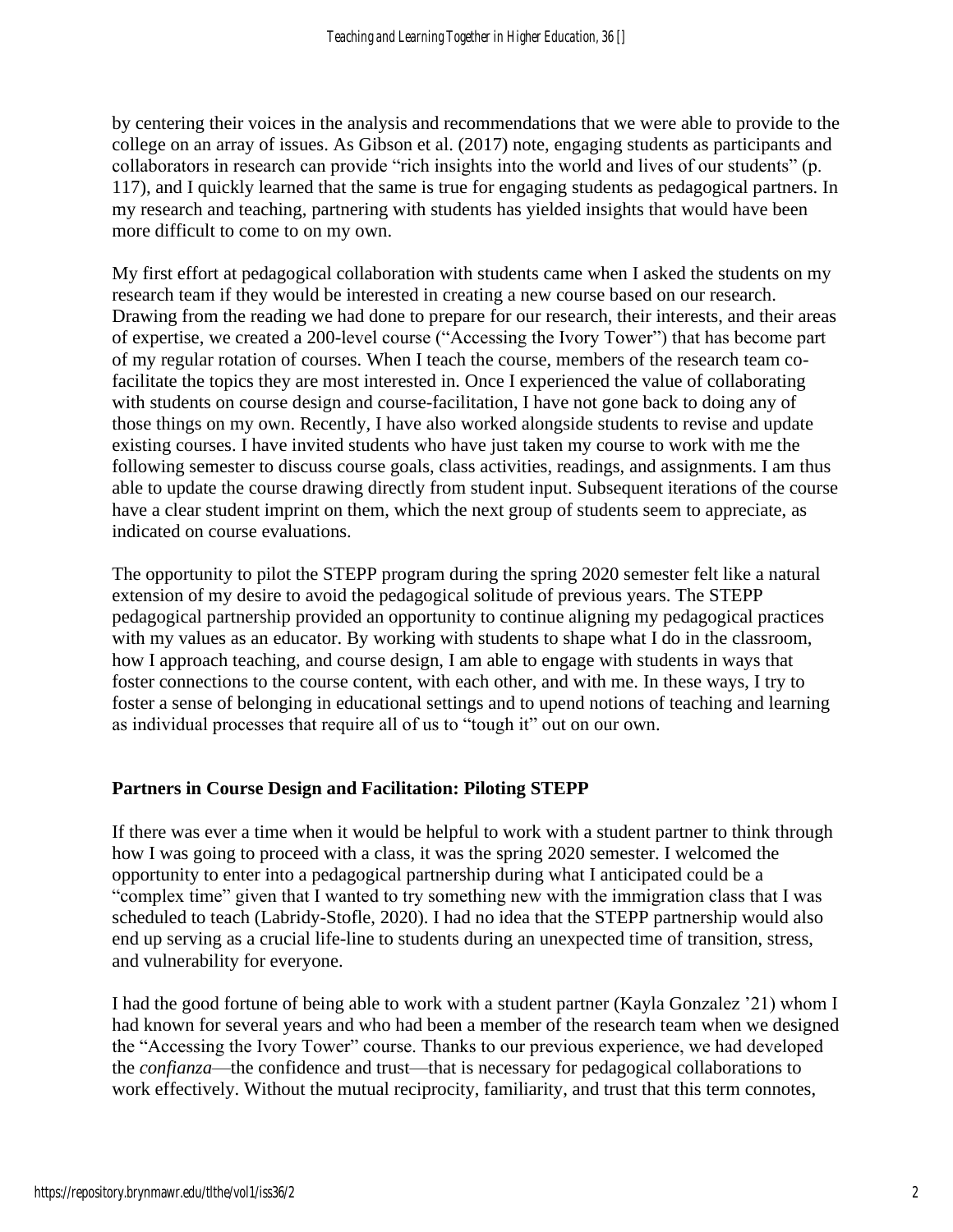by centering their voices in the analysis and recommendations that we were able to provide to the college on an array of issues. As Gibson et al. (2017) note, engaging students as participants and collaborators in research can provide "rich insights into the world and lives of our students" (p. 117), and I quickly learned that the same is true for engaging students as pedagogical partners. In my research and teaching, partnering with students has yielded insights that would have been more difficult to come to on my own.

My first effort at pedagogical collaboration with students came when I asked the students on my research team if they would be interested in creating a new course based on our research. Drawing from the reading we had done to prepare for our research, their interests, and their areas of expertise, we created a 200-level course ("Accessing the Ivory Tower") that has become part of my regular rotation of courses. When I teach the course, members of the research team co-facilitate the topics they are most interested in. Once I experienced the value of collaborating with students on course design and course-facilitation, I have not gone back to doing any of those things on my own. Recently, I have also worked alongside students to revise and update existing courses. I have invited students who have just taken my course to work with me the following semester to discuss course goals, class activities, readings, and assignments. I am thus able to update the course drawing directly from student input. Subsequent iterations of the course have a clear student imprint on them, which the next group of students seem to appreciate, as indicated on course evaluations.

The opportunity to pilot the STEPP program during the spring 2020 semester felt like a natural extension of my desire to avoid the pedagogical solitude of previous years. The STEPP pedagogical partnership provided an opportunity to continue aligning my pedagogical practices with my values as an educator. By working with students to shape what I do in the classroom, how I approach teaching, and course design, I am able to engage with students in ways that foster connections to the course content, with each other, and with me. In these ways, I try to foster a sense of belonging in educational settings and to upend notions of teaching and learning as individual processes that require all of us to "tough it" out on our own.

**Partners in Course Design and Facilitation: Piloting STEPP**

If there was ever a time when it would be helpful to work with a student partner to think through how I was going to proceed with a class, it was the spring 2020 semester. I welcomed the opportunity to enter into a pedagogical partnership during what I anticipated could be a "complex time" given that I wanted to try something new with the immigration class that I was scheduled to teach (Labridy-Stofle, 2020). I had no idea that the STEPP partnership would also end up serving as a crucial life-line to students during an unexpected time of transition, stress, and vulnerability for everyone.

I had the good fortune of being able to work with a student partner (Kayla Gonzalez '21) whom I had known for several years and who had been a member of the research team when we designed the "Accessing the Ivory Tower" course. Thanks to our previous experience, we had developed the *confianza*—the confidence and trust—that is necessary for pedagogical collaborations to work effectively. Without the mutual reciprocity, familiarity, and trust that this term connotes,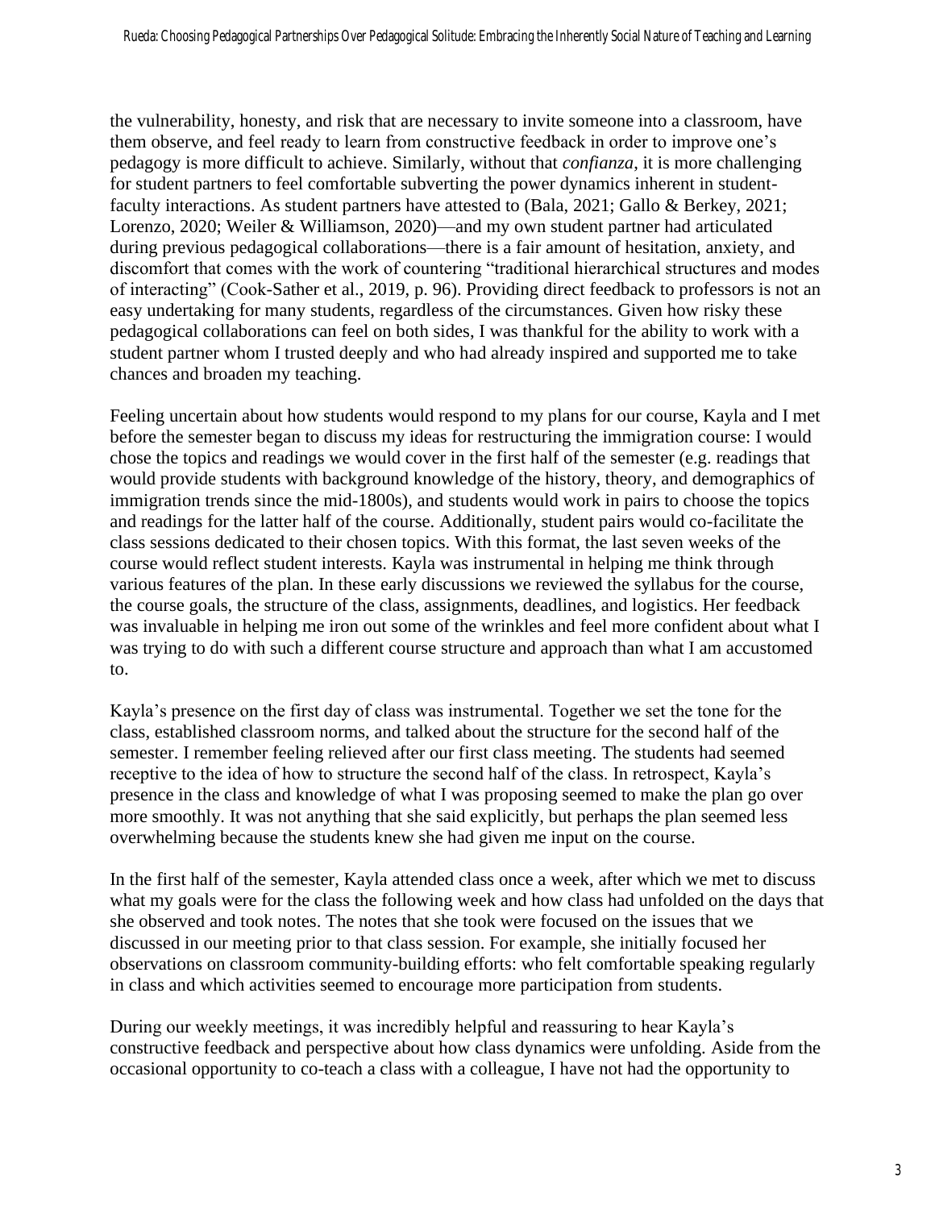the vulnerability, honesty, and risk that are necessary to invite someone into a classroom, have them observe, and feel ready to learn from constructive feedback in order to improve one's pedagogy is more difficult to achieve. Similarly, without that *confianza*, it is more challenging for student partners to feel comfortable subverting the power dynamics inherent in student-faculty interactions. As student partners have attested to (Bala, 2021; Gallo & Berkey, 2021; Lorenzo, 2020; Weiler & Williamson, 2020)—and my own student partner had articulated during previous pedagogical collaborations—there is a fair amount of hesitation, anxiety, and discomfort that comes with the work of countering "traditional hierarchical structures and modes of interacting" (Cook-Sather et al., 2019, p. 96). Providing direct feedback to professors is not an easy undertaking for many students, regardless of the circumstances. Given how risky these pedagogical collaborations can feel on both sides, I was thankful for the ability to work with a student partner whom I trusted deeply and who had already inspired and supported me to take chances and broaden my teaching.

Feeling uncertain about how students would respond to my plans for our course, Kayla and I met before the semester began to discuss my ideas for restructuring the immigration course: I would chose the topics and readings we would cover in the first half of the semester (e.g. readings that would provide students with background knowledge of the history, theory, and demographics of immigration trends since the mid-1800s), and students would work in pairs to choose the topics and readings for the latter half of the course. Additionally, student pairs would co-facilitate the class sessions dedicated to their chosen topics. With this format, the last seven weeks of the course would reflect student interests. Kayla was instrumental in helping me think through various features of the plan. In these early discussions we reviewed the syllabus for the course, the course goals, the structure of the class, assignments, deadlines, and logistics. Her feedback was invaluable in helping me iron out some of the wrinkles and feel more confident about what I was trying to do with such a different course structure and approach than what I am accustomed to.

Kayla's presence on the first day of class was instrumental. Together we set the tone for the class, established classroom norms, and talked about the structure for the second half of the semester. I remember feeling relieved after our first class meeting. The students had seemed receptive to the idea of how to structure the second half of the class. In retrospect, Kayla's presence in the class and knowledge of what I was proposing seemed to make the plan go over more smoothly. It was not anything that she said explicitly, but perhaps the plan seemed less overwhelming because the students knew she had given me input on the course.

In the first half of the semester, Kayla attended class once a week, after which we met to discuss what my goals were for the class the following week and how class had unfolded on the days that she observed and took notes. The notes that she took were focused on the issues that we discussed in our meeting prior to that class session. For example, she initially focused her observations on classroom community-building efforts: who felt comfortable speaking regularly in class and which activities seemed to encourage more participation from students.

During our weekly meetings, it was incredibly helpful and reassuring to hear Kayla's constructive feedback and perspective about how class dynamics were unfolding. Aside from the occasional opportunity to co-teach a class with a colleague, I have not had the opportunity to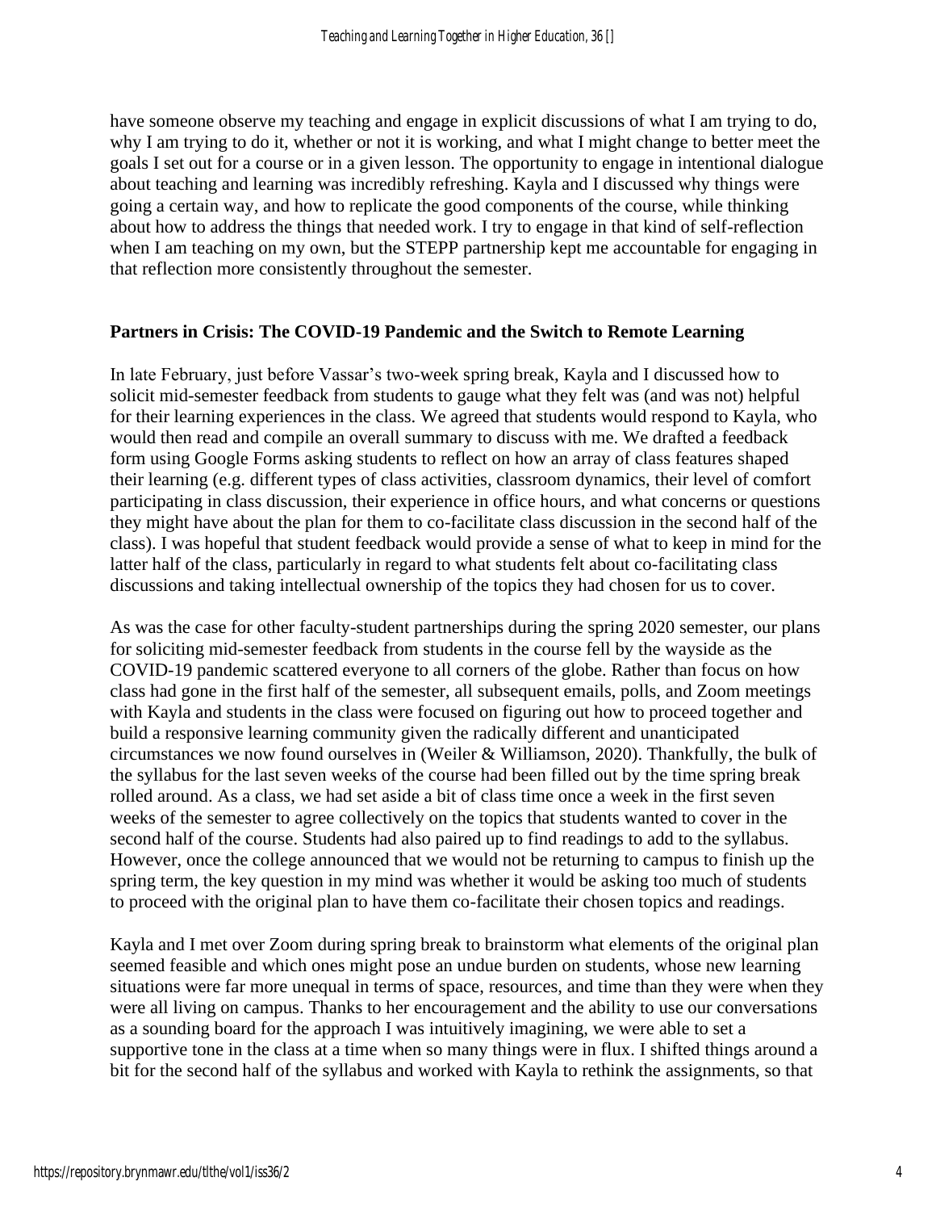have someone observe my teaching and engage in explicit discussions of what I am trying to do, why I am trying to do it, whether or not it is working, and what I might change to better meet the goals I set out for a course or in a given lesson. The opportunity to engage in intentional dialogue about teaching and learning was incredibly refreshing. Kayla and I discussed why things were going a certain way, and how to replicate the good components of the course, while thinking about how to address the things that needed work. I try to engage in that kind of self-reflection when I am teaching on my own, but the STEPP partnership kept me accountable for engaging in that reflection more consistently throughout the semester.

## Partners in Crisis: The COVID-19 Pandemic and the Switch to Remote Learning

In late February, just before Vassar's two-week spring break, Kayla and I discussed how to solicit mid-semester feedback from students to gauge what they felt was (and was not) helpful for their learning experiences in the class. We agreed that students would respond to Kayla, who would then read and compile an overall summary to discuss with me. We drafted a feedback form using Google Forms asking students to reflect on how an array of class features shaped their learning (e.g. different types of class activities, classroom dynamics, their level of comfort participating in class discussion, their experience in office hours, and what concerns or questions they might have about the plan for them to co-facilitate class discussion in the second half of the class). I was hopeful that student feedback would provide a sense of what to keep in mind for the latter half of the class, particularly in regard to what students felt about co-facilitating class discussions and taking intellectual ownership of the topics they had chosen for us to cover.

As was the case for other faculty-student partnerships during the spring 2020 semester, our plans for soliciting mid-semester feedback from students in the course fell by the wayside as the COVID-19 pandemic scattered everyone to all corners of the globe. Rather than focus on how class had gone in the first half of the semester, all subsequent emails, polls, and Zoom meetings with Kayla and students in the class were focused on figuring out how to proceed together and build a responsive learning community given the radically different and unanticipated circumstances we now found ourselves in (Weiler & Williamson, 2020). Thankfully, the bulk of the syllabus for the last seven weeks of the course had been filled out by the time spring break rolled around. As a class, we had set aside a bit of class time once a week in the first seven weeks of the semester to agree collectively on the topics that students wanted to cover in the second half of the course. Students had also paired up to find readings to add to the syllabus. However, once the college announced that we would not be returning to campus to finish up the spring term, the key question in my mind was whether it would be asking too much of students to proceed with the original plan to have them co-facilitate their chosen topics and readings.

Kayla and I met over Zoom during spring break to brainstorm what elements of the original plan seemed feasible and which ones might pose an undue burden on students, whose new learning situations were far more unequal in terms of space, resources, and time than they were when they were all living on campus. Thanks to her encouragement and the ability to use our conversations as a sounding board for the approach I was intuitively imagining, we were able to set a supportive tone in the class at a time when so many things were in flux. I shifted things around a bit for the second half of the syllabus and worked with Kayla to rethink the assignments, so that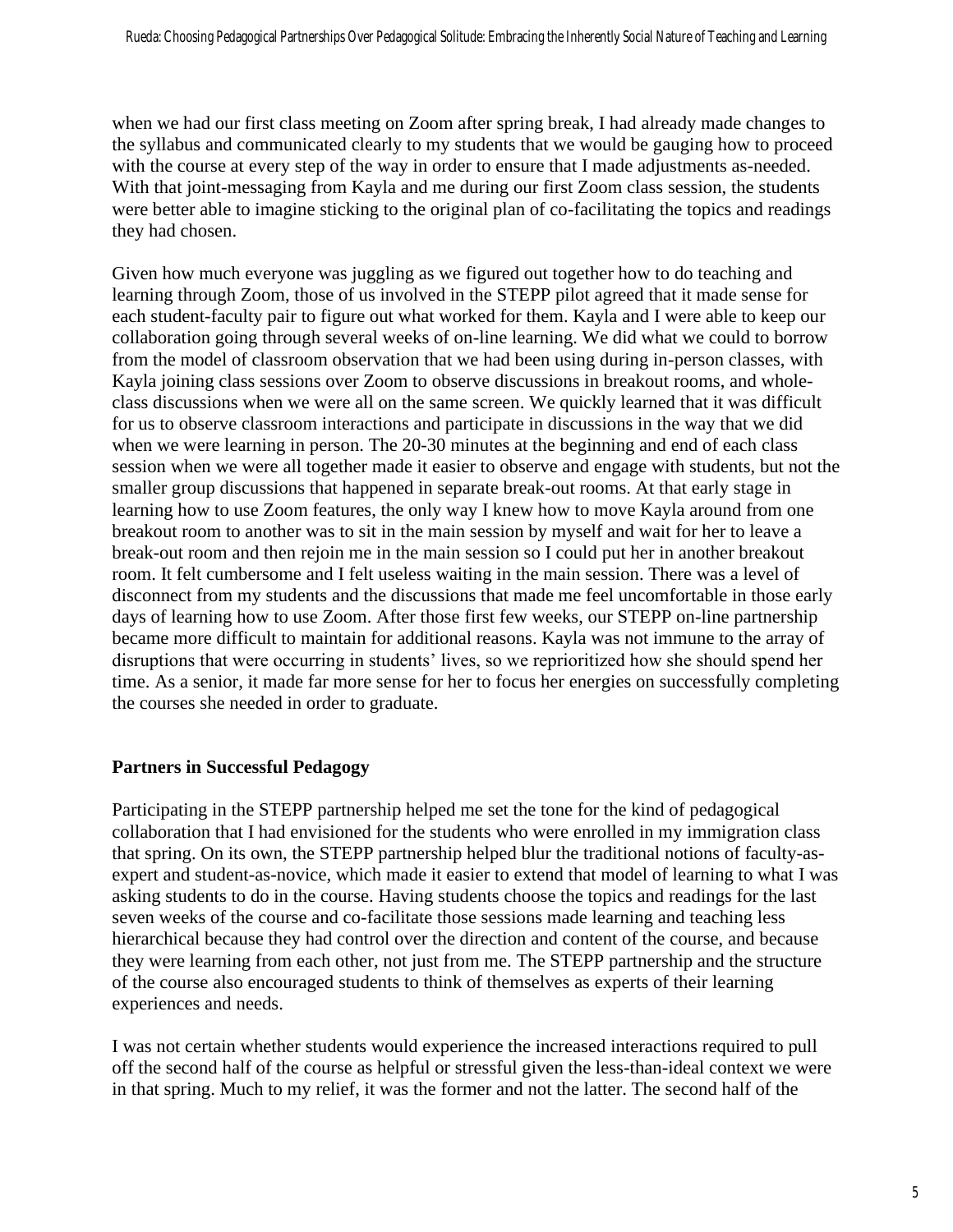when we had our first class meeting on Zoom after spring break, I had already made changes to the syllabus and communicated clearly to my students that we would be gauging how to proceed with the course at every step of the way in order to ensure that I made adjustments as-needed. With that joint-messaging from Kayla and me during our first Zoom class session, the students were better able to imagine sticking to the original plan of co-facilitating the topics and readings they had chosen.

Given how much everyone was juggling as we figured out together how to do teaching and learning through Zoom, those of us involved in the STEPP pilot agreed that it made sense for each student-faculty pair to figure out what worked for them. Kayla and I were able to keep our collaboration going through several weeks of on-line learning. We did what we could to borrow from the model of classroom observation that we had been using during in-person classes, with Kayla joining class sessions over Zoom to observe discussions in breakout rooms, and whole-class discussions when we were all on the same screen. We quickly learned that it was difficult for us to observe classroom interactions and participate in discussions in the way that we did when we were learning in person. The 20-30 minutes at the beginning and end of each class session when we were all together made it easier to observe and engage with students, but not the smaller group discussions that happened in separate break-out rooms. At that early stage in learning how to use Zoom features, the only way I knew how to move Kayla around from one breakout room to another was to sit in the main session by myself and wait for her to leave a break-out room and then rejoin me in the main session so I could put her in another breakout room. It felt cumbersome and I felt useless waiting in the main session. There was a level of disconnect from my students and the discussions that made me feel uncomfortable in those early days of learning how to use Zoom. After those first few weeks, our STEPP on-line partnership became more difficult to maintain for additional reasons. Kayla was not immune to the array of disruptions that were occurring in students' lives, so we reprioritized how she should spend her time. As a senior, it made far more sense for her to focus her energies on successfully completing the courses she needed in order to graduate.

**Partners in Successful Pedagogy**

Participating in the STEPP partnership helped me set the tone for the kind of pedagogical collaboration that I had envisioned for the students who were enrolled in my immigration class that spring. On its own, the STEPP partnership helped blur the traditional notions of faculty-as-expert and student-as-novice, which made it easier to extend that model of learning to what I was asking students to do in the course. Having students choose the topics and readings for the last seven weeks of the course and co-facilitate those sessions made learning and teaching less hierarchical because they had control over the direction and content of the course, and because they were learning from each other, not just from me. The STEPP partnership and the structure of the course also encouraged students to think of themselves as experts of their learning experiences and needs.

I was not certain whether students would experience the increased interactions required to pull off the second half of the course as helpful or stressful given the less-than-ideal context we were in that spring. Much to my relief, it was the former and not the latter. The second half of the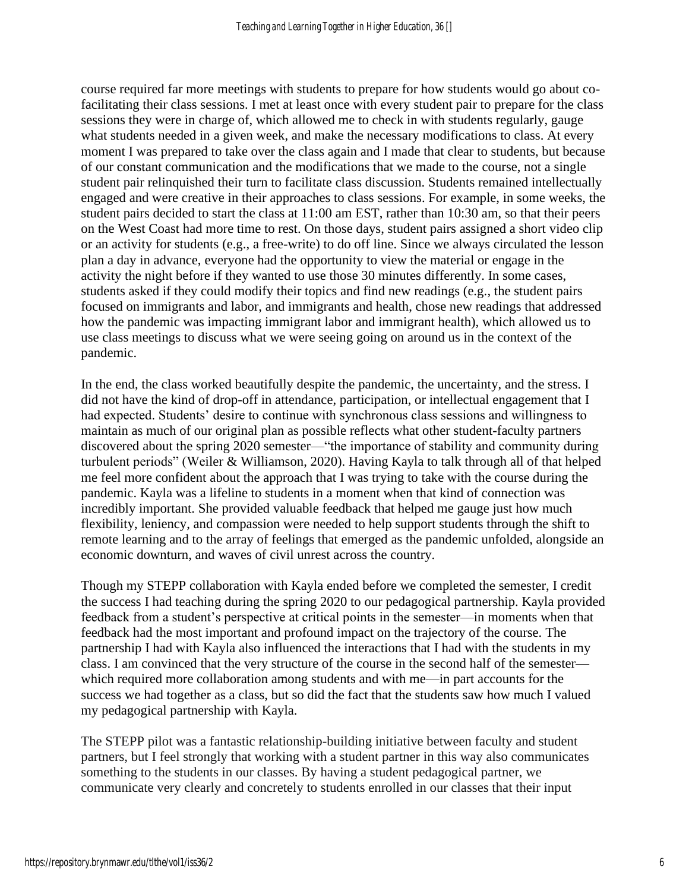course required far more meetings with students to prepare for how students would go about co-facilitating their class sessions. I met at least once with every student pair to prepare for the class sessions they were in charge of, which allowed me to check in with students regularly, gauge what students needed in a given week, and make the necessary modifications to class. At every moment I was prepared to take over the class again and I made that clear to students, but because of our constant communication and the modifications that we made to the course, not a single student pair relinquished their turn to facilitate class discussion. Students remained intellectually engaged and were creative in their approaches to class sessions. For example, in some weeks, the student pairs decided to start the class at 11:00 am EST, rather than 10:30 am, so that their peers on the West Coast had more time to rest. On those days, student pairs assigned a short video clip or an activity for students (e.g., a free-write) to do off line. Since we always circulated the lesson plan a day in advance, everyone had the opportunity to view the material or engage in the activity the night before if they wanted to use those 30 minutes differently. In some cases, students asked if they could modify their topics and find new readings (e.g., the student pairs focused on immigrants and labor, and immigrants and health, chose new readings that addressed how the pandemic was impacting immigrant labor and immigrant health), which allowed us to use class meetings to discuss what we were seeing going on around us in the context of the pandemic.

In the end, the class worked beautifully despite the pandemic, the uncertainty, and the stress. I did not have the kind of drop-off in attendance, participation, or intellectual engagement that I had expected. Students' desire to continue with synchronous class sessions and willingness to maintain as much of our original plan as possible reflects what other student-faculty partners discovered about the spring 2020 semester—"the importance of stability and community during turbulent periods" (Weiler & Williamson, 2020). Having Kayla to talk through all of that helped me feel more confident about the approach that I was trying to take with the course during the pandemic. Kayla was a lifeline to students in a moment when that kind of connection was incredibly important. She provided valuable feedback that helped me gauge just how much flexibility, leniency, and compassion were needed to help support students through the shift to remote learning and to the array of feelings that emerged as the pandemic unfolded, alongside an economic downturn, and waves of civil unrest across the country.

Though my STEPP collaboration with Kayla ended before we completed the semester, I credit the success I had teaching during the spring 2020 to our pedagogical partnership. Kayla provided feedback from a student's perspective at critical points in the semester—in moments when that feedback had the most important and profound impact on the trajectory of the course. The partnership I had with Kayla also influenced the interactions that I had with the students in my class. I am convinced that the very structure of the course in the second half of the semester—which required more collaboration among students and with me—in part accounts for the success we had together as a class, but so did the fact that the students saw how much I valued my pedagogical partnership with Kayla.

The STEPP pilot was a fantastic relationship-building initiative between faculty and student partners, but I feel strongly that working with a student partner in this way also communicates something to the students in our classes. By having a student pedagogical partner, we communicate very clearly and concretely to students enrolled in our classes that their input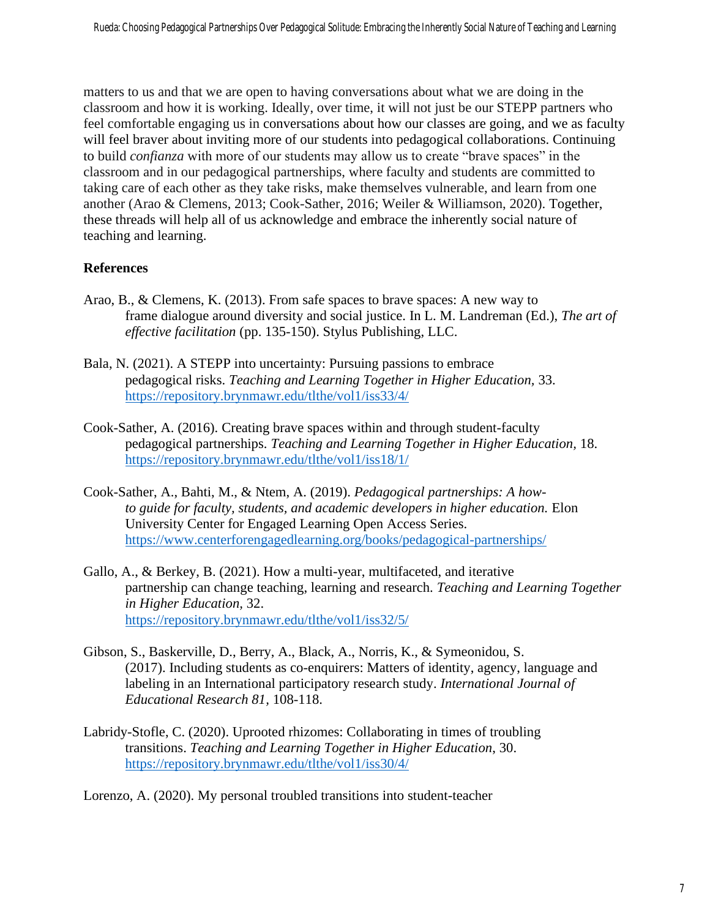matters to us and that we are open to having conversations about what we are doing in the classroom and how it is working. Ideally, over time, it will not just be our STEPP partners who feel comfortable engaging us in conversations about how our classes are going, and we as faculty will feel braver about inviting more of our students into pedagogical collaborations. Continuing to build *confianza* with more of our students may allow us to create "brave spaces" in the classroom and in our pedagogical partnerships, where faculty and students are committed to taking care of each other as they take risks, make themselves vulnerable, and learn from one another (Arao & Clemens, 2013; Cook-Sather, 2016; Weiler & Williamson, 2020). Together, these threads will help all of us acknowledge and embrace the inherently social nature of teaching and learning.

## References

Arao, B., & Clemens, K. (2013). From safe spaces to brave spaces: A new way to frame dialogue around diversity and social justice. In L. M. Landreman (Ed.), *The art of effective facilitation* (pp. 135-150). Stylus Publishing, LLC.

Bala, N. (2021). A STEPP into uncertainty: Pursuing passions to embrace pedagogical risks. *Teaching and Learning Together in Higher Education*, 33. https://repository.brynmawr.edu/tlthe/vol1/iss33/4/

Cook-Sather, A. (2016). Creating brave spaces within and through student-faculty pedagogical partnerships. *Teaching and Learning Together in Higher Education*, 18. https://repository.brynmawr.edu/tlthe/vol1/iss18/1/

Cook-Sather, A., Bahti, M., & Ntem, A. (2019). *Pedagogical partnerships: A how-to guide for faculty, students, and academic developers in higher education.* Elon University Center for Engaged Learning Open Access Series. https://www.centerforengagedlearning.org/books/pedagogical-partnerships/

Gallo, A., & Berkey, B. (2021). How a multi-year, multifaceted, and iterative partnership can change teaching, learning and research. *Teaching and Learning Together in Higher Education*, 32. https://repository.brynmawr.edu/tlthe/vol1/iss32/5/

Gibson, S., Baskerville, D., Berry, A., Black, A., Norris, K., & Symeonidou, S. (2017). Including students as co-enquirers: Matters of identity, agency, language and labeling in an International participatory research study. *International Journal of Educational Research 81*, 108-118.

Labridy-Stofle, C. (2020). Uprooted rhizomes: Collaborating in times of troubling transitions. *Teaching and Learning Together in Higher Education*, 30. https://repository.brynmawr.edu/tlthe/vol1/iss30/4/

Lorenzo, A. (2020). My personal troubled transitions into student-teacher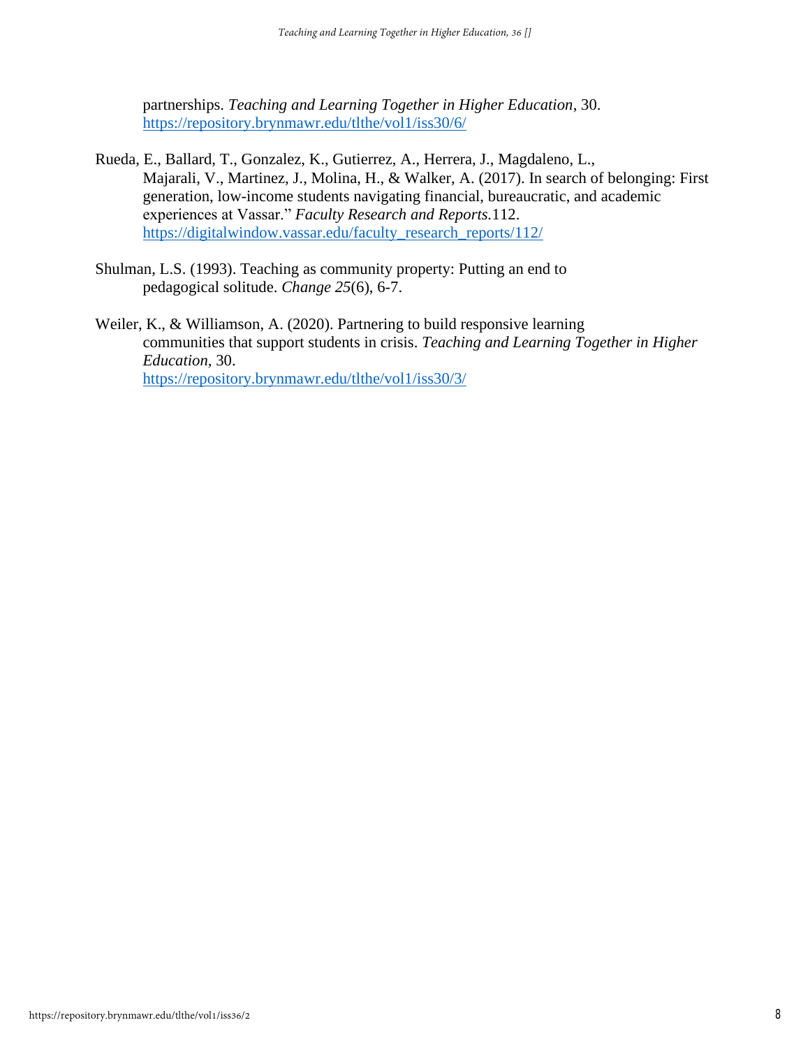partnerships. *Teaching and Learning Together in Higher Education*, 30. https://repository.brynmawr.edu/tlthe/vol1/iss30/6/

Rueda, E., Ballard, T., Gonzalez, K., Gutierrez, A., Herrera, J., Magdaleno, L., Majarali, V., Martinez, J., Molina, H., & Walker, A. (2017). In search of belonging: First generation, low-income students navigating financial, bureaucratic, and academic experiences at Vassar." *Faculty Research and Reports.*112. https://digitalwindow.vassar.edu/faculty_research_reports/112/

Shulman, L.S. (1993). Teaching as community property: Putting an end to pedagogical solitude. *Change 25*(6), 6-7.

Weiler, K., & Williamson, A. (2020). Partnering to build responsive learning communities that support students in crisis. *Teaching and Learning Together in Higher Education*, 30. https://repository.brynmawr.edu/tlthe/vol1/iss30/3/